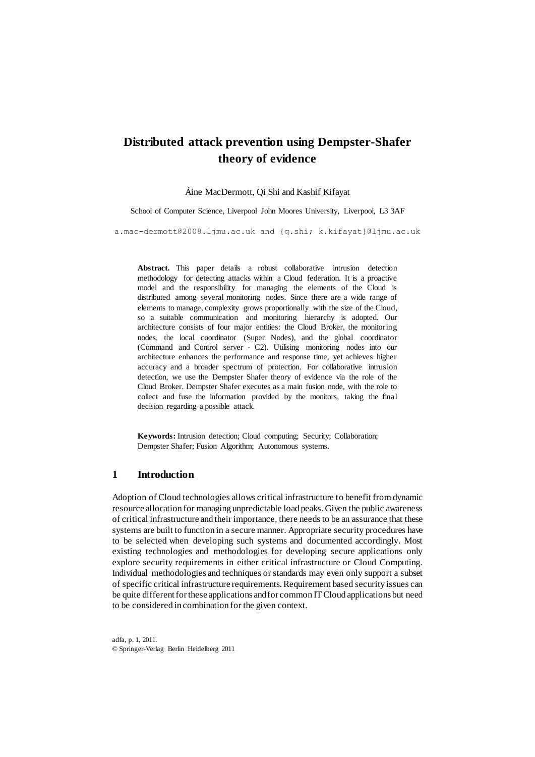# Distributed attack prevention using Dempster-Shafer theory of evidence

Áine MacDermott, Qi Shi and Kashif Kifayat

School of Computer Science, Liverpool John Moores University, Liverpool, L3 3AF

a.mac-dermott@2008.ljmu.ac.uk and {q.shi; k.kifayat}@ljmu.ac.uk

**Abstract.** This paper details a robust collaborative intrusion detection methodology for detecting attacks within a Cloud federation. It is a proactive model and the responsibility for managing the elements of the Cloud is distributed among several monitoring nodes. Since there are a wide range of elements to manage, complexity grows proportionally with the size of the Cloud, so a suitable communication and monitoring hierarchy is adopted. Our architecture consists of four major entities: the Cloud Broker, the monitoring nodes, the local coordinator (Super Nodes), and the global coordinator (Command and Control server - C2). Utilising monitoring nodes into our architecture enhances the performance and response time, yet achieves higher accuracy and a broader spectrum of protection. For collaborative intrusion detection, we use the Dempster Shafer theory of evidence via the role of the Cloud Broker. Dempster Shafer executes as a main fusion node, with the role to collect and fuse the information provided by the monitors, taking the final decision regarding a possible attack.

**Keywords:** Intrusion detection; Cloud computing; Security; Collaboration; Dempster Shafer; Fusion Algorithm; Autonomous systems.

## 1 Introduction

Adoption of Cloud technologies allows critical infrastructure to benefit from dynamic resource allocation for managing unpredictable load peaks. Given the public awareness of critical infrastructure and their importance, there needs to be an assurance that these systems are built to function in a secure manner. Appropriate security procedures have to be selected when developing such systems and documented accordingly. Most existing technologies and methodologies for developing secure applications only explore security requirements in either critical infrastructure or Cloud Computing. Individual methodologies and techniques or standards may even only support a subset of specific critical infrastructure requirements. Requirement based security issues can be quite different for these applications and for common IT Cloud applications but need to be considered in combination for the given context.

adfa, p. 1, 2011.
© Springer-Verlag Berlin Heidelberg 2011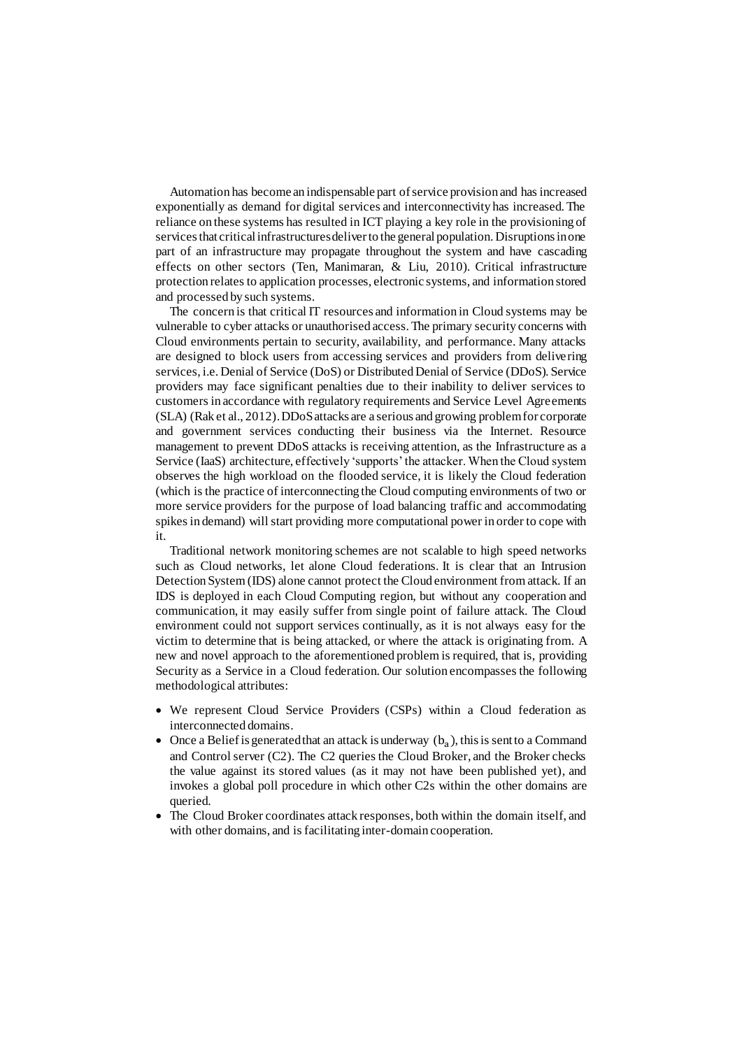Automation has become an indispensable part of service provision and has increased exponentially as demand for digital services and interconnectivity has increased. The reliance on these systems has resulted in ICT playing a key role in the provisioning of services that critical infrastructures deliver to the general population. Disruptions in one part of an infrastructure may propagate throughout the system and have cascading effects on other sectors (Ten, Manimaran, & Liu, 2010). Critical infrastructure protection relates to application processes, electronic systems, and information stored and processed by such systems.

The concern is that critical IT resources and information in Cloud systems may be vulnerable to cyber attacks or unauthorised access. The primary security concerns with Cloud environments pertain to security, availability, and performance. Many attacks are designed to block users from accessing services and providers from delivering services, i.e. Denial of Service (DoS) or Distributed Denial of Service (DDoS). Service providers may face significant penalties due to their inability to deliver services to customers in accordance with regulatory requirements and Service Level Agreements (SLA) (Rak et al., 2012). DDoS attacks are a serious and growing problem for corporate and government services conducting their business via the Internet. Resource management to prevent DDoS attacks is receiving attention, as the Infrastructure as a Service (IaaS) architecture, effectively 'supports' the attacker. When the Cloud system observes the high workload on the flooded service, it is likely the Cloud federation (which is the practice of interconnecting the Cloud computing environments of two or more service providers for the purpose of load balancing traffic and accommodating spikes in demand) will start providing more computational power in order to cope with it.

Traditional network monitoring schemes are not scalable to high speed networks such as Cloud networks, let alone Cloud federations. It is clear that an Intrusion Detection System (IDS) alone cannot protect the Cloud environment from attack. If an IDS is deployed in each Cloud Computing region, but without any cooperation and communication, it may easily suffer from single point of failure attack. The Cloud environment could not support services continually, as it is not always easy for the victim to determine that is being attacked, or where the attack is originating from. A new and novel approach to the aforementioned problem is required, that is, providing Security as a Service in a Cloud federation. Our solution encompasses the following methodological attributes:

- We represent Cloud Service Providers (CSPs) within a Cloud federation as interconnected domains.
- Once a Belief is generated that an attack is underway ($b_a$), this is sent to a Command and Control server (C2). The C2 queries the Cloud Broker, and the Broker checks the value against its stored values (as it may not have been published yet), and invokes a global poll procedure in which other C2s within the other domains are queried.
- The Cloud Broker coordinates attack responses, both within the domain itself, and with other domains, and is facilitating inter-domain cooperation.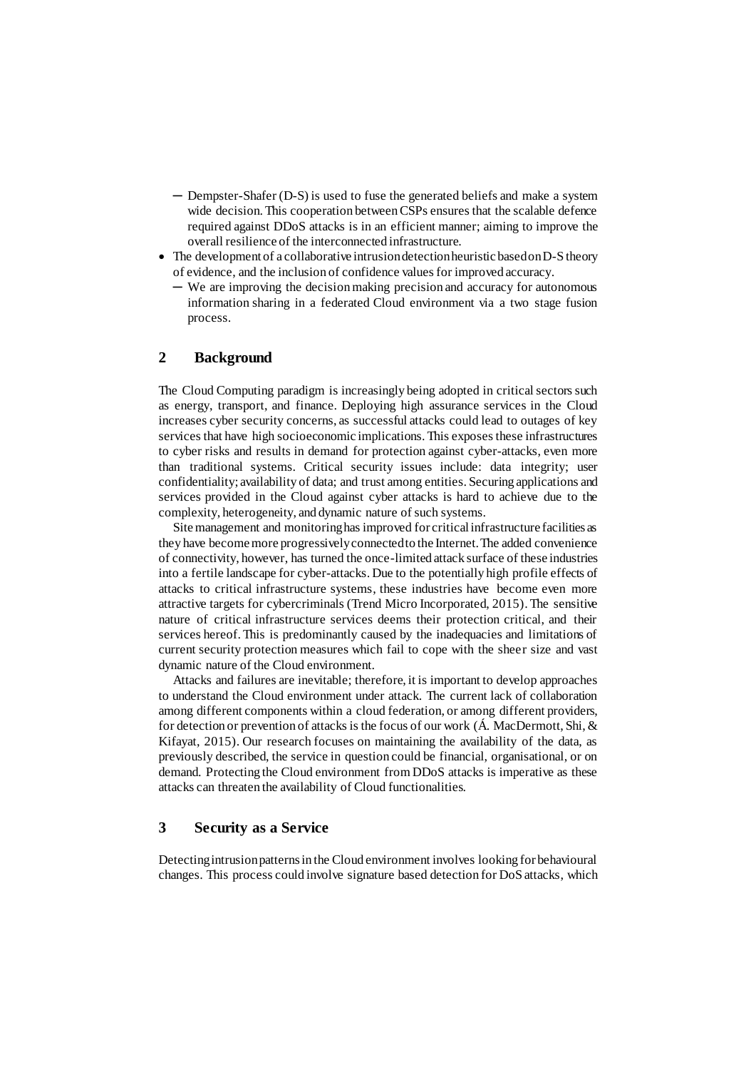- Dempster-Shafer (D-S) is used to fuse the generated beliefs and make a system wide decision. This cooperation between CSPs ensures that the scalable defence required against DDoS attacks is in an efficient manner; aiming to improve the overall resilience of the interconnected infrastructure.
- The development of a collaborative intrusion detection heuristic based on D-S theory of evidence, and the inclusion of confidence values for improved accuracy.
   - We are improving the decision making precision and accuracy for autonomous information sharing in a federated Cloud environment via a two stage fusion process.

## 2 Background

The Cloud Computing paradigm is increasingly being adopted in critical sectors such as energy, transport, and finance. Deploying high assurance services in the Cloud increases cyber security concerns, as successful attacks could lead to outages of key services that have high socioeconomic implications. This exposes these infrastructures to cyber risks and results in demand for protection against cyber-attacks, even more than traditional systems. Critical security issues include: data integrity; user confidentiality; availability of data; and trust among entities. Securing applications and services provided in the Cloud against cyber attacks is hard to achieve due to the complexity, heterogeneity, and dynamic nature of such systems.

Site management and monitoring has improved for critical infrastructure facilities as they have become more progressively connected to the Internet. The added convenience of connectivity, however, has turned the once-limited attack surface of these industries into a fertile landscape for cyber-attacks. Due to the potentially high profile effects of attacks to critical infrastructure systems, these industries have become even more attractive targets for cybercriminals (Trend Micro Incorporated, 2015). The sensitive nature of critical infrastructure services deems their protection critical, and their services hereof. This is predominantly caused by the inadequacies and limitations of current security protection measures which fail to cope with the sheer size and vast dynamic nature of the Cloud environment.

Attacks and failures are inevitable; therefore, it is important to develop approaches to understand the Cloud environment under attack. The current lack of collaboration among different components within a cloud federation, or among different providers, for detection or prevention of attacks is the focus of our work (Á. MacDermott, Shi, & Kifayat, 2015). Our research focuses on maintaining the availability of the data, as previously described, the service in question could be financial, organisational, or on demand. Protecting the Cloud environment from DDoS attacks is imperative as these attacks can threaten the availability of Cloud functionalities.

## 3 Security as a Service

Detecting intrusion patterns in the Cloud environment involves looking for behavioural changes. This process could involve signature based detection for DoS attacks, which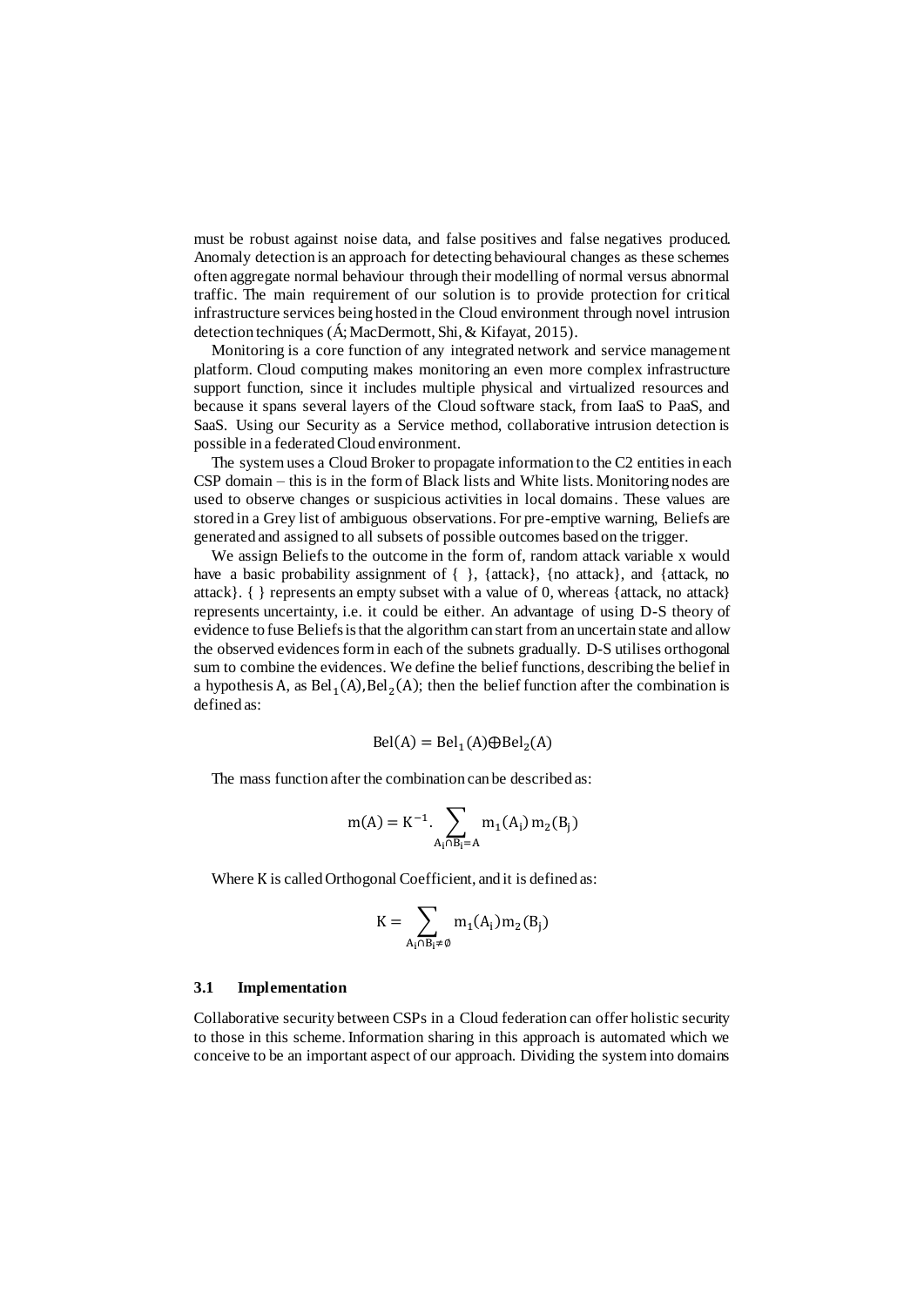must be robust against noise data, and false positives and false negatives produced. Anomaly detection is an approach for detecting behavioural changes as these schemes often aggregate normal behaviour through their modelling of normal versus abnormal traffic. The main requirement of our solution is to provide protection for critical infrastructure services being hosted in the Cloud environment through novel intrusion detection techniques (Á; MacDermott, Shi, & Kifayat, 2015).

Monitoring is a core function of any integrated network and service management platform. Cloud computing makes monitoring an even more complex infrastructure support function, since it includes multiple physical and virtualized resources and because it spans several layers of the Cloud software stack, from IaaS to PaaS, and SaaS. Using our Security as a Service method, collaborative intrusion detection is possible in a federated Cloud environment.

The system uses a Cloud Broker to propagate information to the C2 entities in each CSP domain – this is in the form of Black lists and White lists. Monitoring nodes are used to observe changes or suspicious activities in local domains. These values are stored in a Grey list of ambiguous observations. For pre-emptive warning, Beliefs are generated and assigned to all subsets of possible outcomes based on the trigger.

We assign Beliefs to the outcome in the form of, random attack variable x would have a basic probability assignment of { }, {attack}, {no attack}, and {attack, no attack}. { } represents an empty subset with a value of 0, whereas {attack, no attack} represents uncertainty, i.e. it could be either. An advantage of using D-S theory of evidence to fuse Beliefs is that the algorithm can start from an uncertain state and allow the observed evidences form in each of the subnets gradually. D-S utilises orthogonal sum to combine the evidences. We define the belief functions, describing the belief in a hypothesis A, as $\mathrm{Bel}_1(\mathrm{A}), \mathrm{Bel}_2(\mathrm{A})$; then the belief function after the combination is defined as:

$$\mathrm{Bel}(\mathrm{A}) = \mathrm{Bel}_1(\mathrm{A}) \oplus \mathrm{Bel}_2(\mathrm{A})$$

The mass function after the combination can be described as:

$$\mathrm{m}(\mathrm{A}) = \mathrm{K}^{-1}. \sum_{\mathrm{A_i} \cap \mathrm{B_j} = \mathrm{A}} \mathrm{m}_1(\mathrm{A_i})\, \mathrm{m}_2(\mathrm{B_j})$$

Where K is called Orthogonal Coefficient, and it is defined as:

$$\mathrm{K} = \sum_{\mathrm{A_i} \cap \mathrm{B_j} \neq \emptyset} \mathrm{m}_1(\mathrm{A_i})\, \mathrm{m}_2(\mathrm{B_j})$$

### 3.1 Implementation

Collaborative security between CSPs in a Cloud federation can offer holistic security to those in this scheme. Information sharing in this approach is automated which we conceive to be an important aspect of our approach. Dividing the system into domains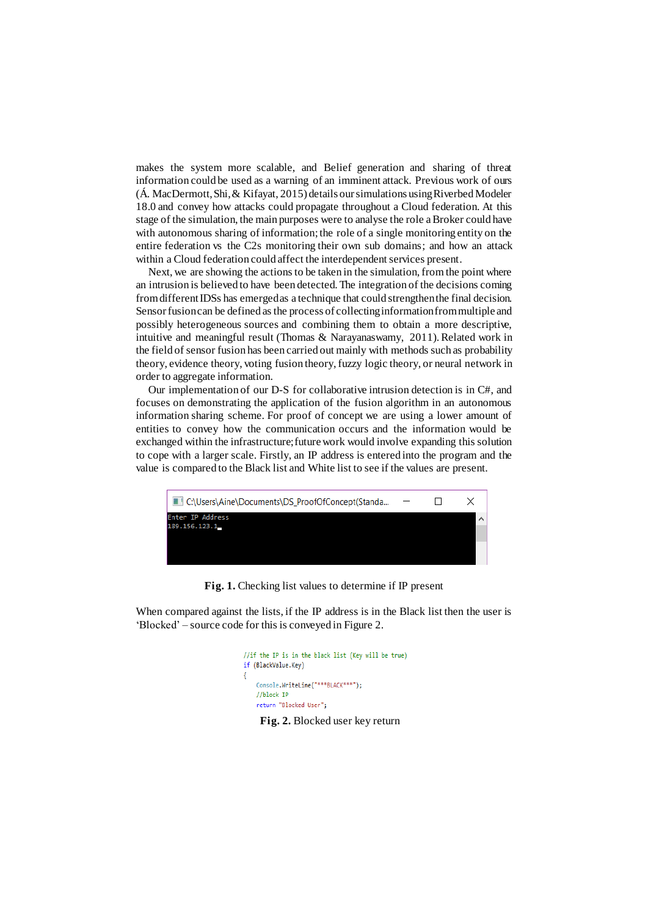makes the system more scalable, and Belief generation and sharing of threat information could be used as a warning of an imminent attack. Previous work of ours (Á. MacDermott, Shi, & Kifayat, 2015) details our simulations using Riverbed Modeler 18.0 and convey how attacks could propagate throughout a Cloud federation. At this stage of the simulation, the main purposes were to analyse the role a Broker could have with autonomous sharing of information; the role of a single monitoring entity on the entire federation vs the C2s monitoring their own sub domains; and how an attack within a Cloud federation could affect the interdependent services present.

Next, we are showing the actions to be taken in the simulation, from the point where an intrusion is believed to have been detected. The integration of the decisions coming from different IDSs has emerged as a technique that could strengthen the final decision. Sensor fusion can be defined as the process of collecting information from multiple and possibly heterogeneous sources and combining them to obtain a more descriptive, intuitive and meaningful result (Thomas & Narayanaswamy, 2011). Related work in the field of sensor fusion has been carried out mainly with methods such as probability theory, evidence theory, voting fusion theory, fuzzy logic theory, or neural network in order to aggregate information.

Our implementation of our D-S for collaborative intrusion detection is in C#, and focuses on demonstrating the application of the fusion algorithm in an autonomous information sharing scheme. For proof of concept we are using a lower amount of entities to convey how the communication occurs and the information would be exchanged within the infrastructure; future work would involve expanding this solution to cope with a larger scale. Firstly, an IP address is entered into the program and the value is compared to the Black list and White list to see if the values are present.

```
C:\Users\Aine\Documents\DS_ProofOfConcept(Standa...
Enter IP Address
189.156.123.1_
```

**Fig. 1.** Checking list values to determine if IP present

When compared against the lists, if the IP address is in the Black list then the user is 'Blocked' – source code for this is conveyed in Figure 2.

```
//if the IP is in the black list (Key will be true)
if (BlackValue.Key)
{
    Console.WriteLine("***BLACK***");
    //block IP
    return "Blocked User";
```

**Fig. 2.** Blocked user key return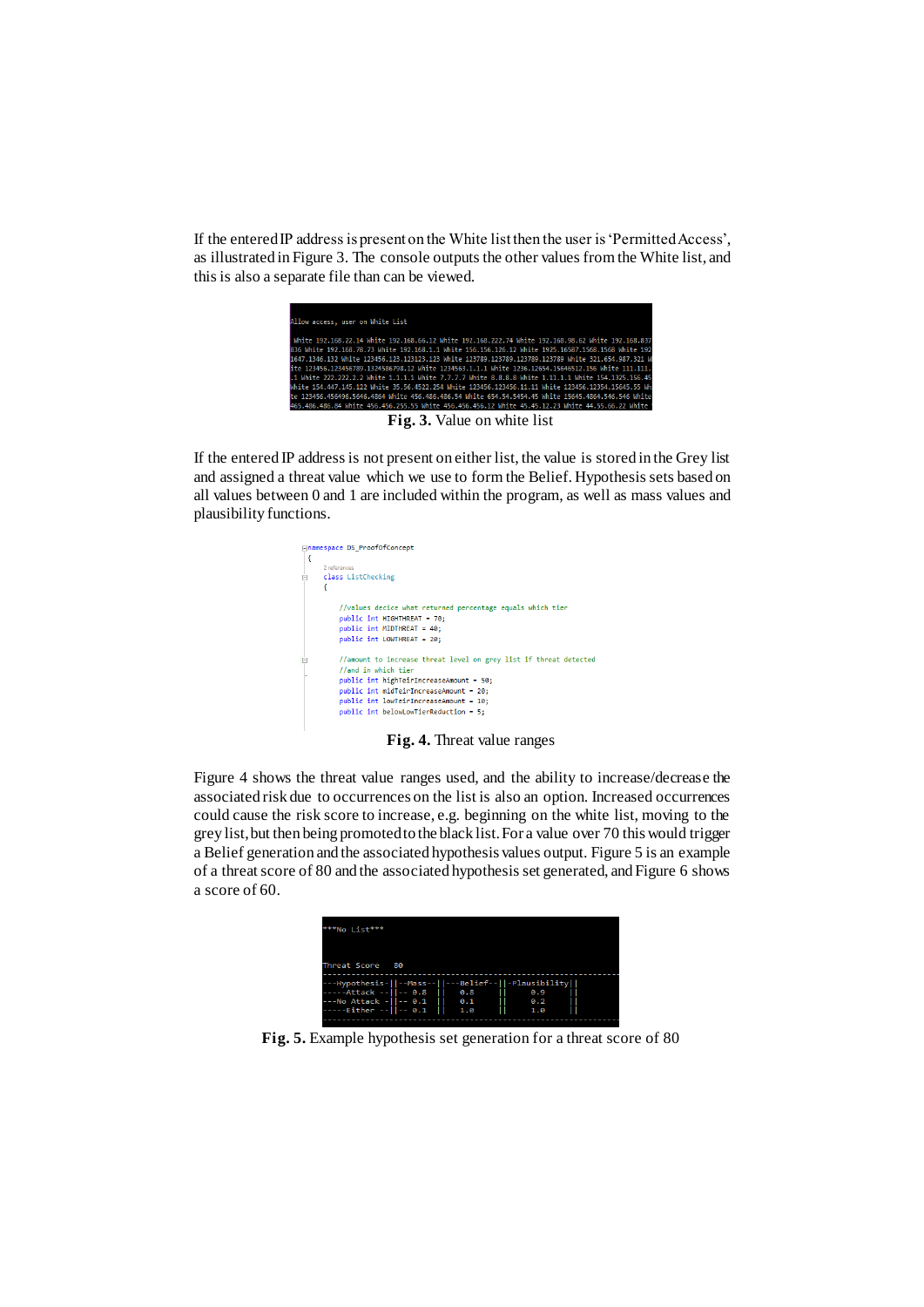If the entered IP address is present on the White list then the user is 'Permitted Access', as illustrated in Figure 3. The console outputs the other values from the White list, and this is also a separate file than can be viewed.

```
Allow access, user on White List

 White 192.168.22.14 White 192.168.66.12 White 192.168.222.74 White 192.168.98.62 White 192.168.837
836 White 192.168.78.73 White 192.168.1.1 White 156.156.126.12 White 1925.16587.1568.1568 White 192
1647.1346.132 White 123456.123.123123.123 White 123789.123789.123789.123789 White 321.654.987.321 W
ite 123456.123456789.1324586798.12 White 1234563.1.1.1 White 1236.12654.15646512.156 White 111.111.
.1 White 222.222.2.2 White 1.1.1.1 White 7.7.7.7 White 8.8.8.8 White 1.11.1.1 White 154.1325.156.45
White 154.447.145.122 White 35.56.4522.254 White 123456.123456.11.11 White 123456.12354.15645.55 Wh
te 123456.456496.5646.4864 White 456.486.486.54 White 654.54.5454.45 White 15645.4864.546.546 White
465.486.486.84 White 456.456.255.55 White 456.456.456.12 White 45.45.12.23 White 44.55.66.22 White
```

**Fig. 3.** Value on white list

If the entered IP address is not present on either list, the value is stored in the Grey list and assigned a threat value which we use to form the Belief. Hypothesis sets based on all values between 0 and 1 are included within the program, as well as mass values and plausibility functions.

```
namespace DS_ProofOfConcept
{
    2 references
    class ListChecking
    {

        //values decice what returned percentage equals which tier
        public int HIGHTHREAT = 70;
        public int MIDTHREAT = 40;
        public int LOWTHREAT = 20;

        //amount to increase threat level on grey list if threat detected
        //and in which tier
        public int highTeirIncreaseAmount = 50;
        public int midTeirIncreaseAmount = 20;
        public int lowTeirIncreaseAmount = 10;
        public int belowLowTierReduction = 5;
```

**Fig. 4.** Threat value ranges

Figure 4 shows the threat value ranges used, and the ability to increase/decrease the associated risk due to occurrences on the list is also an option. Increased occurrences could cause the risk score to increase, e.g. beginning on the white list, moving to the grey list, but then being promoted to the black list. For a value over 70 this would trigger a Belief generation and the associated hypothesis values output. Figure 5 is an example of a threat score of 80 and the associated hypothesis set generated, and Figure 6 shows a score of 60.

```
***No List***


Threat Score   80
-----------------------------------------------------------------
---Hypothesis-||--Mass--||---Belief--||-Plausibility||
-----Attack --||-- 0.8  ||   0.8     ||     0.9     ||
---No Attack -||-- 0.1  ||   0.1     ||     0.2     ||
-----Either --||-- 0.1  ||   1.0     ||     1.0     ||
-----------------------------------------------------------------
```

**Fig. 5.** Example hypothesis set generation for a threat score of 80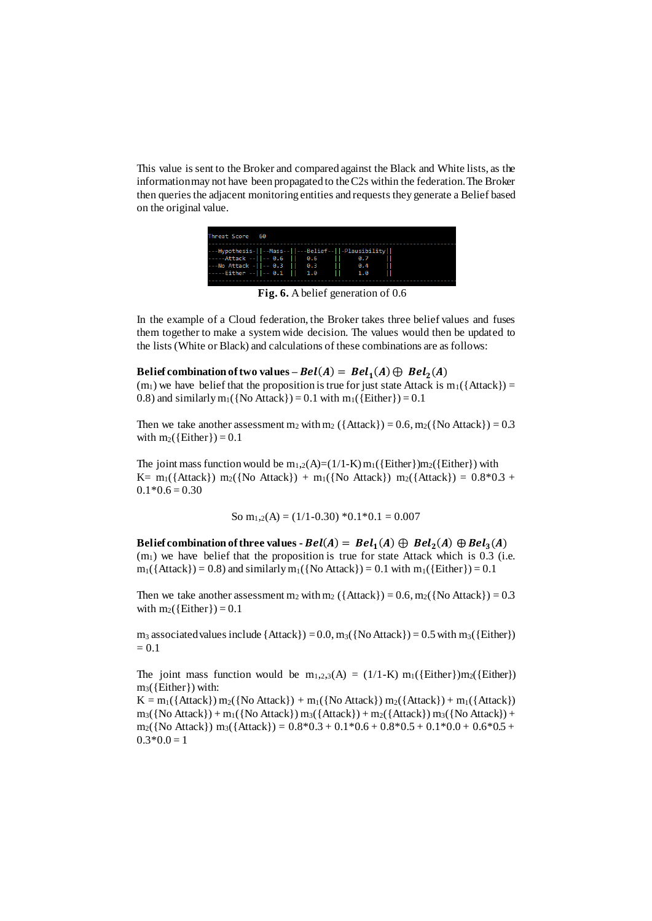This value is sent to the Broker and compared against the Black and White lists, as the information may not have been propagated to the C2s within the federation. The Broker then queries the adjacent monitoring entities and requests they generate a Belief based on the original value.

Threat Score 60

| Hypothesis | Mass | Belief | Plausibility |
|---|---|---|---|
| Attack | 0.6 | 0.6 | 0.7 |
| No Attack | 0.3 | 0.3 | 0.4 |
| Either | 0.1 | 1.0 | 1.0 |

**Fig. 6.** A belief generation of 0.6

In the example of a Cloud federation, the Broker takes three belief values and fuses them together to make a system wide decision. The values would then be updated to the lists (White or Black) and calculations of these combinations are as follows:

**Belief combination of two values –** $\boldsymbol{Bel(A) = Bel_1(A) \oplus Bel_2(A)}$

($m_1$) we have belief that the proposition is true for just state Attack is $m_1(\{Attack\}) = 0.8$) and similarly $m_1(\{No\ Attack\}) = 0.1$ with $m_1(\{Either\}) = 0.1$

Then we take another assessment $m_2$ with $m_2(\{Attack\}) = 0.6$, $m_2(\{No\ Attack\}) = 0.3$ with $m_2(\{Either\}) = 0.1$

The joint mass function would be $m_{1,2}(A)=(1/1\text{-}K)\, m_1(\{Either\})m_2(\{Either\})$ with $K= m_1(\{Attack\})\ m_2(\{No\ Attack\}) + m_1(\{No\ Attack\})\ m_2(\{Attack\}) = 0.8*0.3 + 0.1*0.6 = 0.30$

$$\text{So } m_{1,2}(A) = (1/1\text{-}0.30) *0.1*0.1 = 0.007$$

**Belief combination of three values -** $\boldsymbol{Bel(A) = Bel_1(A) \oplus Bel_2(A) \oplus Bel_3(A)}$

($m_1$) we have belief that the proposition is true for state Attack which is 0.3 (i.e. $m_1(\{Attack\}) = 0.8$) and similarly $m_1(\{No\ Attack\}) = 0.1$ with $m_1(\{Either\}) = 0.1$

Then we take another assessment $m_2$ with $m_2(\{Attack\}) = 0.6$, $m_2(\{No\ Attack\}) = 0.3$ with $m_2(\{Either\}) = 0.1$

$m_3$ associated values include $\{Attack\}) = 0.0$, $m_3(\{No\ Attack\}) = 0.5$ with $m_3(\{Either\}) = 0.1$

The joint mass function would be $m_{1,2,3}(A) = (1/1\text{-}K)\ m_1(\{Either\})m_2(\{Either\})\ m_3(\{Either\})$ with:

$K = m_1(\{Attack\})\ m_2(\{No\ Attack\}) + m_1(\{No\ Attack\})\ m_2(\{Attack\}) + m_1(\{Attack\})\ m_3(\{No\ Attack\}) + m_1(\{No\ Attack\})\ m_3(\{Attack\}) + m_2(\{Attack\})\ m_3(\{No\ Attack\}) + m_2(\{No\ Attack\})\ m_3(\{Attack\}) = 0.8*0.3 + 0.1*0.6 + 0.8*0.5 + 0.1*0.0 + 0.6*0.5 + 0.3*0.0 = 1$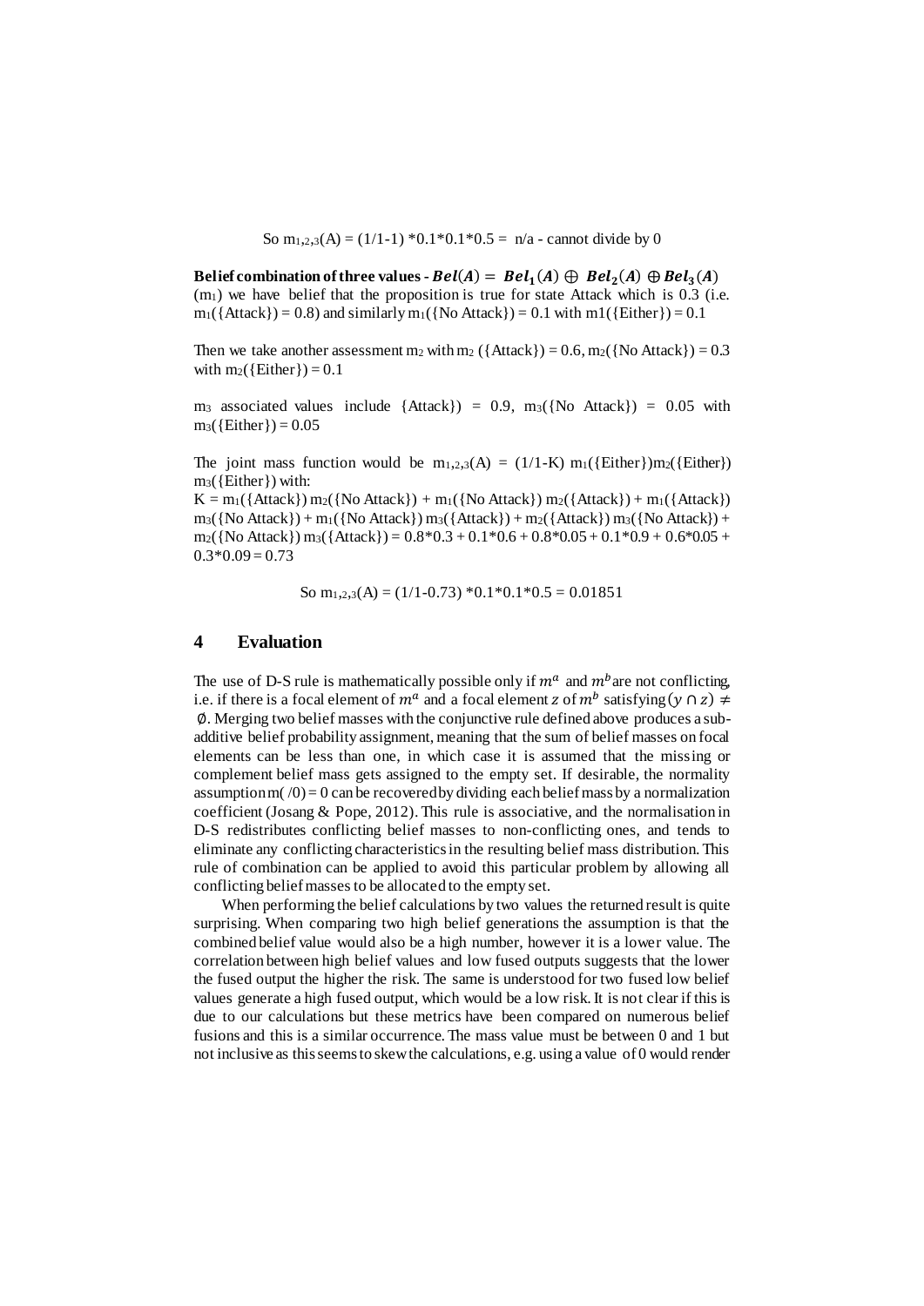So $m_{1,2,3}(A) = (1/1\text{-}1) *0.1*0.1*0.5 =$ n/a - cannot divide by 0

**Belief combination of three values -** $\boldsymbol{Bel(A) = Bel_1(A) \oplus Bel_2(A) \oplus Bel_3(A)}$
($m_1$) we have belief that the proposition is true for state Attack which is 0.3 (i.e. $m_1(\{\text{Attack}\}) = 0.8$) and similarly $m_1(\{\text{No Attack}\}) = 0.1$ with $m1(\{\text{Either}\}) = 0.1$

Then we take another assessment $m_2$ with $m_2$ ({Attack}) = 0.6, $m_2(\{\text{No Attack}\}) = 0.3$ with $m_2(\{\text{Either}\}) = 0.1$

$m_3$ associated values include {Attack}) = 0.9, $m_3(\{\text{No Attack}\}) = 0.05$ with $m_3(\{\text{Either}\}) = 0.05$

The joint mass function would be $m_{1,2,3}(A) = (1/1\text{-}K)\ m_1(\{\text{Either}\})m_2(\{\text{Either}\})\ m_3(\{\text{Either}\})$ with:
$K = m_1(\{\text{Attack}\})\ m_2(\{\text{No Attack}\}) + m_1(\{\text{No Attack}\})\ m_2(\{\text{Attack}\}) + m_1(\{\text{Attack}\})\ m_3(\{\text{No Attack}\}) + m_1(\{\text{No Attack}\})\ m_3(\{\text{Attack}\}) + m_2(\{\text{Attack}\})\ m_3(\{\text{No Attack}\}) + m_2(\{\text{No Attack}\})\ m_3(\{\text{Attack}\}) = 0.8*0.3 + 0.1*0.6 + 0.8*0.05 + 0.1*0.9 + 0.6*0.05 + 0.3*0.09 = 0.73$

So $m_{1,2,3}(A) = (1/1\text{-}0.73) *0.1*0.1*0.5 = 0.01851$

## 4 Evaluation

The use of D-S rule is mathematically possible only if $m^a$ and $m^b$ are not conflicting, i.e. if there is a focal element of $m^a$ and a focal element $z$ of $m^b$ satisfying $(y \cap z) \neq \emptyset$. Merging two belief masses with the conjunctive rule defined above produces a sub-additive belief probability assignment, meaning that the sum of belief masses on focal elements can be less than one, in which case it is assumed that the missing or complement belief mass gets assigned to the empty set. If desirable, the normality assumption m( /0) = 0 can be recovered by dividing each belief mass by a normalization coefficient (Josang & Pope, 2012). This rule is associative, and the normalisation in D-S redistributes conflicting belief masses to non-conflicting ones, and tends to eliminate any conflicting characteristics in the resulting belief mass distribution. This rule of combination can be applied to avoid this particular problem by allowing all conflicting belief masses to be allocated to the empty set.

When performing the belief calculations by two values the returned result is quite surprising. When comparing two high belief generations the assumption is that the combined belief value would also be a high number, however it is a lower value. The correlation between high belief values and low fused outputs suggests that the lower the fused output the higher the risk. The same is understood for two fused low belief values generate a high fused output, which would be a low risk. It is not clear if this is due to our calculations but these metrics have been compared on numerous belief fusions and this is a similar occurrence. The mass value must be between 0 and 1 but not inclusive as this seems to skew the calculations, e.g. using a value of 0 would render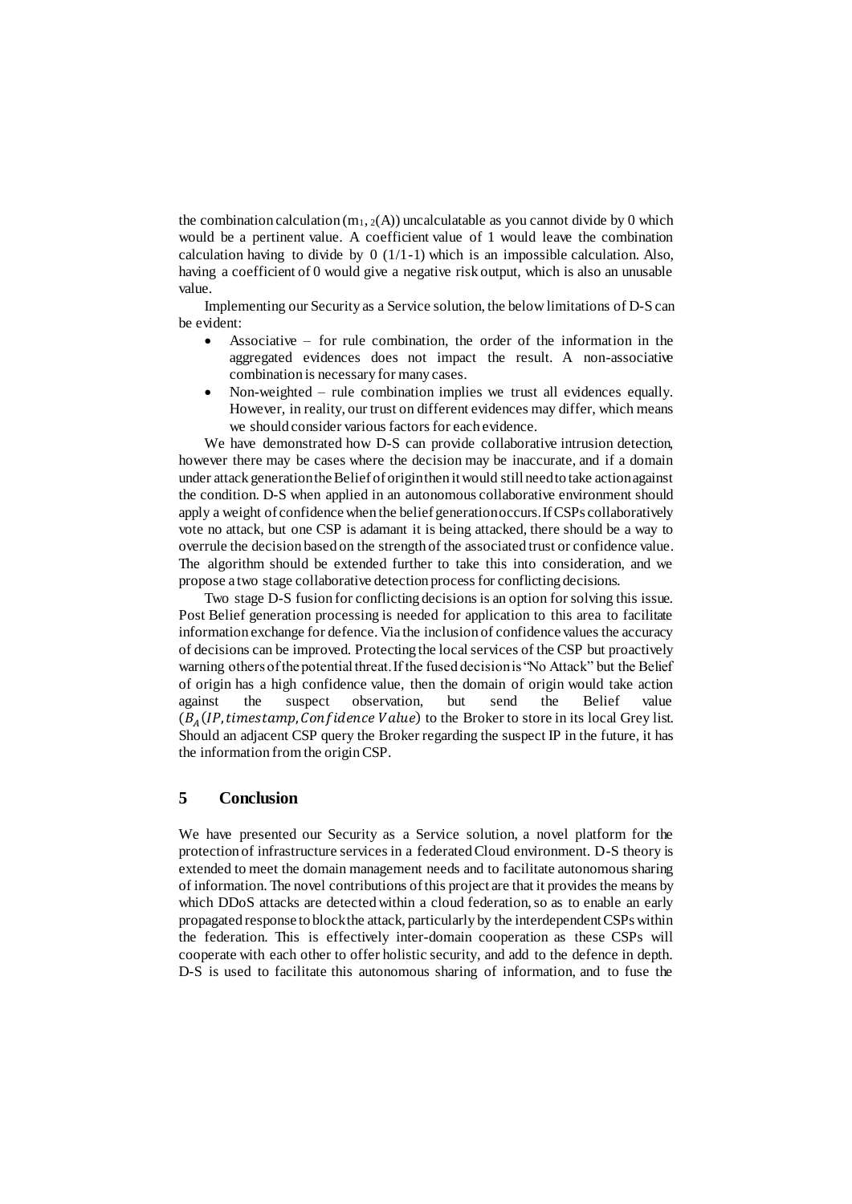the combination calculation ($m_{1,2}(A)$) uncalculatable as you cannot divide by 0 which would be a pertinent value. A coefficient value of 1 would leave the combination calculation having to divide by 0 (1/1-1) which is an impossible calculation. Also, having a coefficient of 0 would give a negative risk output, which is also an unusable value.

Implementing our Security as a Service solution, the below limitations of D-S can be evident:

- Associative – for rule combination, the order of the information in the aggregated evidences does not impact the result. A non-associative combination is necessary for many cases.
- Non-weighted – rule combination implies we trust all evidences equally. However, in reality, our trust on different evidences may differ, which means we should consider various factors for each evidence.

We have demonstrated how D-S can provide collaborative intrusion detection, however there may be cases where the decision may be inaccurate, and if a domain under attack generation the Belief of origin then it would still need to take action against the condition. D-S when applied in an autonomous collaborative environment should apply a weight of confidence when the belief generation occurs. If CSPs collaboratively vote no attack, but one CSP is adamant it is being attacked, there should be a way to overrule the decision based on the strength of the associated trust or confidence value. The algorithm should be extended further to take this into consideration, and we propose a two stage collaborative detection process for conflicting decisions.

Two stage D-S fusion for conflicting decisions is an option for solving this issue. Post Belief generation processing is needed for application to this area to facilitate information exchange for defence. Via the inclusion of confidence values the accuracy of decisions can be improved. Protecting the local services of the CSP but proactively warning others of the potential threat. If the fused decision is "No Attack" but the Belief of origin has a high confidence value, then the domain of origin would take action against the suspect observation, but send the Belief value ($B_A(IP, timestamp, Confidence\ Value)$ to the Broker to store in its local Grey list. Should an adjacent CSP query the Broker regarding the suspect IP in the future, it has the information from the origin CSP.

## 5 Conclusion

We have presented our Security as a Service solution, a novel platform for the protection of infrastructure services in a federated Cloud environment. D-S theory is extended to meet the domain management needs and to facilitate autonomous sharing of information. The novel contributions of this project are that it provides the means by which DDoS attacks are detected within a cloud federation, so as to enable an early propagated response to block the attack, particularly by the interdependent CSPs within the federation. This is effectively inter-domain cooperation as these CSPs will cooperate with each other to offer holistic security, and add to the defence in depth. D-S is used to facilitate this autonomous sharing of information, and to fuse the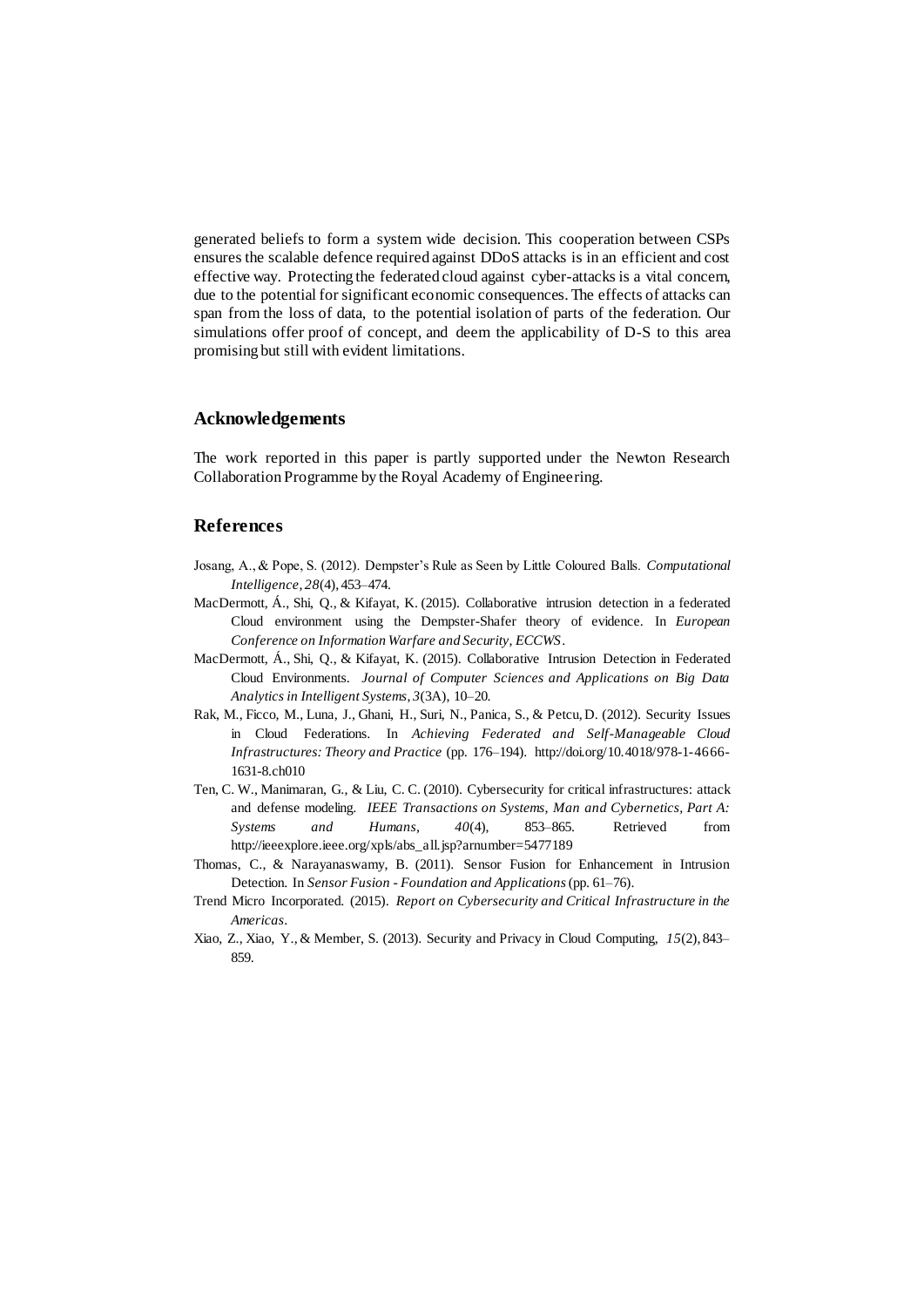generated beliefs to form a system wide decision. This cooperation between CSPs ensures the scalable defence required against DDoS attacks is in an efficient and cost effective way. Protecting the federated cloud against cyber-attacks is a vital concern, due to the potential for significant economic consequences. The effects of attacks can span from the loss of data, to the potential isolation of parts of the federation. Our simulations offer proof of concept, and deem the applicability of D-S to this area promising but still with evident limitations.

## Acknowledgements

The work reported in this paper is partly supported under the Newton Research Collaboration Programme by the Royal Academy of Engineering.

## References

Josang, A., & Pope, S. (2012). Dempster's Rule as Seen by Little Coloured Balls. *Computational Intelligence*, *28*(4), 453–474.

MacDermott, Á., Shi, Q., & Kifayat, K. (2015). Collaborative intrusion detection in a federated Cloud environment using the Dempster-Shafer theory of evidence. In *European Conference on Information Warfare and Security, ECCWS*.

MacDermott, Á., Shi, Q., & Kifayat, K. (2015). Collaborative Intrusion Detection in Federated Cloud Environments. *Journal of Computer Sciences and Applications on Big Data Analytics in Intelligent Systems*, *3*(3A), 10–20.

Rak, M., Ficco, M., Luna, J., Ghani, H., Suri, N., Panica, S., & Petcu, D. (2012). Security Issues in Cloud Federations. In *Achieving Federated and Self-Manageable Cloud Infrastructures: Theory and Practice* (pp. 176–194). http://doi.org/10.4018/978-1-4666-1631-8.ch010

Ten, C. W., Manimaran, G., & Liu, C. C. (2010). Cybersecurity for critical infrastructures: attack and defense modeling. *IEEE Transactions on Systems, Man and Cybernetics, Part A: Systems and Humans*, *40*(4), 853–865. Retrieved from http://ieeexplore.ieee.org/xpls/abs_all.jsp?arnumber=5477189

Thomas, C., & Narayanaswamy, B. (2011). Sensor Fusion for Enhancement in Intrusion Detection. In *Sensor Fusion - Foundation and Applications* (pp. 61–76).

Trend Micro Incorporated. (2015). *Report on Cybersecurity and Critical Infrastructure in the Americas*.

Xiao, Z., Xiao, Y., & Member, S. (2013). Security and Privacy in Cloud Computing, *15*(2), 843–859.